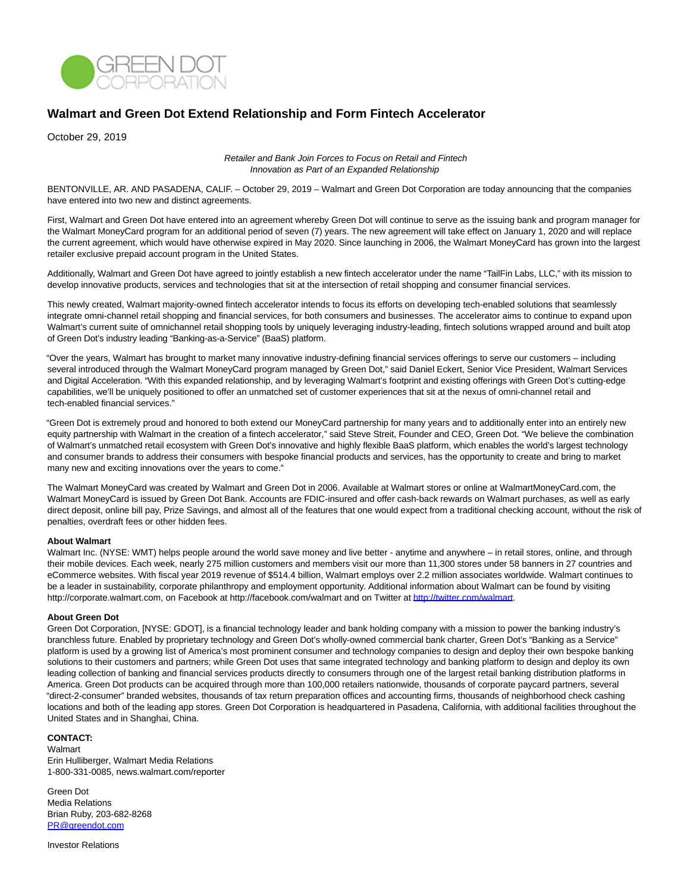# Walmart and Green Dot Extend Relationship and Form Fintech Accelerator

October 29, 2019

*Retailer and Bank Join Forces to Focus on Retail and Fintech Innovation as Part of an Expanded Relationship*

BENTONVILLE, AR. AND PASADENA, CALIF. – October 29, 2019 – Walmart and Green Dot Corporation are today announcing that the companies have entered into two new and distinct agreements.

First, Walmart and Green Dot have entered into an agreement whereby Green Dot will continue to serve as the issuing bank and program manager for the Walmart MoneyCard program for an additional period of seven (7) years. The new agreement will take effect on January 1, 2020 and will replace the current agreement, which would have otherwise expired in May 2020. Since launching in 2006, the Walmart MoneyCard has grown into the largest retailer exclusive prepaid account program in the United States.

Additionally, Walmart and Green Dot have agreed to jointly establish a new fintech accelerator under the name "TailFin Labs, LLC," with its mission to develop innovative products, services and technologies that sit at the intersection of retail shopping and consumer financial services.

This newly created, Walmart majority-owned fintech accelerator intends to focus its efforts on developing tech-enabled solutions that seamlessly integrate omni-channel retail shopping and financial services, for both consumers and businesses. The accelerator aims to continue to expand upon Walmart's current suite of omnichannel retail shopping tools by uniquely leveraging industry-leading, fintech solutions wrapped around and built atop of Green Dot's industry leading "Banking-as-a-Service" (BaaS) platform.

"Over the years, Walmart has brought to market many innovative industry-defining financial services offerings to serve our customers – including several introduced through the Walmart MoneyCard program managed by Green Dot," said Daniel Eckert, Senior Vice President, Walmart Services and Digital Acceleration. "With this expanded relationship, and by leveraging Walmart's footprint and existing offerings with Green Dot's cutting-edge capabilities, we'll be uniquely positioned to offer an unmatched set of customer experiences that sit at the nexus of omni-channel retail and tech-enabled financial services."

"Green Dot is extremely proud and honored to both extend our MoneyCard partnership for many years and to additionally enter into an entirely new equity partnership with Walmart in the creation of a fintech accelerator," said Steve Streit, Founder and CEO, Green Dot. "We believe the combination of Walmart's unmatched retail ecosystem with Green Dot's innovative and highly flexible BaaS platform, which enables the world's largest technology and consumer brands to address their consumers with bespoke financial products and services, has the opportunity to create and bring to market many new and exciting innovations over the years to come."

The Walmart MoneyCard was created by Walmart and Green Dot in 2006. Available at Walmart stores or online at WalmartMoneyCard.com, the Walmart MoneyCard is issued by Green Dot Bank. Accounts are FDIC-insured and offer cash-back rewards on Walmart purchases, as well as early direct deposit, online bill pay, Prize Savings, and almost all of the features that one would expect from a traditional checking account, without the risk of penalties, overdraft fees or other hidden fees.

**About Walmart**
Walmart Inc. (NYSE: WMT) helps people around the world save money and live better - anytime and anywhere – in retail stores, online, and through their mobile devices. Each week, nearly 275 million customers and members visit our more than 11,300 stores under 58 banners in 27 countries and eCommerce websites. With fiscal year 2019 revenue of $514.4 billion, Walmart employs over 2.2 million associates worldwide. Walmart continues to be a leader in sustainability, corporate philanthropy and employment opportunity. Additional information about Walmart can be found by visiting http://corporate.walmart.com, on Facebook at http://facebook.com/walmart and on Twitter at http://twitter.com/walmart.

**About Green Dot**
Green Dot Corporation, [NYSE: GDOT], is a financial technology leader and bank holding company with a mission to power the banking industry's branchless future. Enabled by proprietary technology and Green Dot's wholly-owned commercial bank charter, Green Dot's "Banking as a Service" platform is used by a growing list of America's most prominent consumer and technology companies to design and deploy their own bespoke banking solutions to their customers and partners; while Green Dot uses that same integrated technology and banking platform to design and deploy its own leading collection of banking and financial services products directly to consumers through one of the largest retail banking distribution platforms in America. Green Dot products can be acquired through more than 100,000 retailers nationwide, thousands of corporate paycard partners, several "direct-2-consumer" branded websites, thousands of tax return preparation offices and accounting firms, thousands of neighborhood check cashing locations and both of the leading app stores. Green Dot Corporation is headquartered in Pasadena, California, with additional facilities throughout the United States and in Shanghai, China.

**CONTACT:**
Walmart
Erin Hulliberger, Walmart Media Relations
1-800-331-0085, news.walmart.com/reporter

Green Dot
Media Relations
Brian Ruby, 203-682-8268
PR@greendot.com

Investor Relations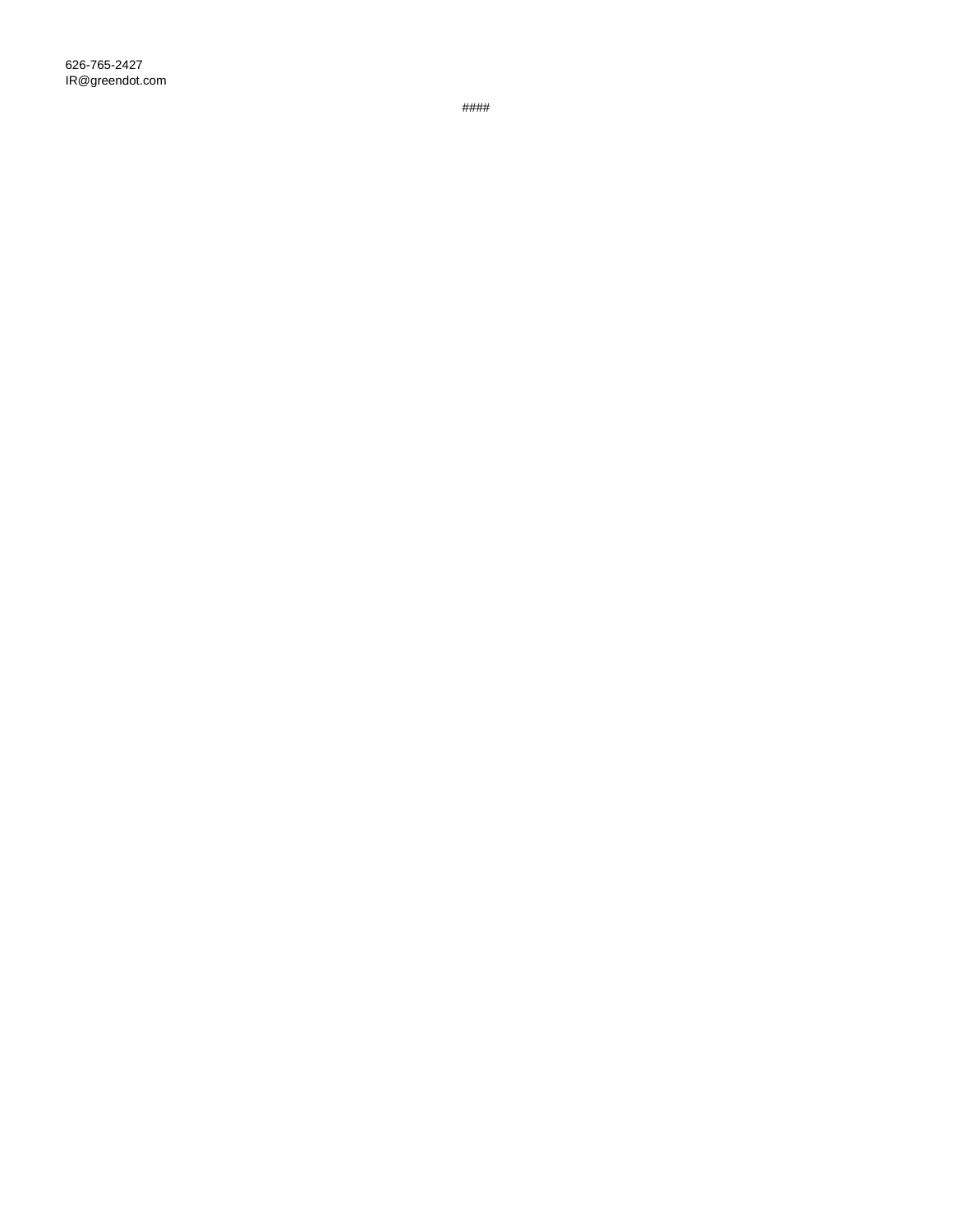626-765-2427
IR@greendot.com

####